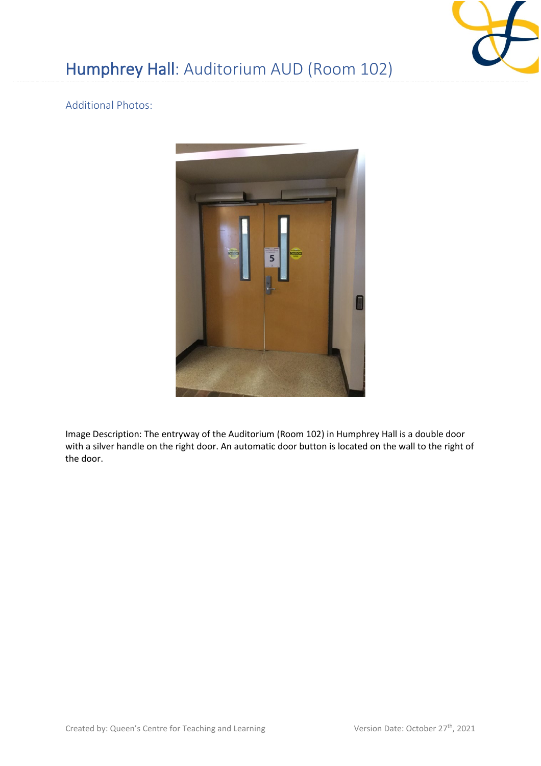# Humphrey Hall: Auditorium AUD (Room 102)

## Additional Photos:

Image Description: The entryway of the Auditorium (Room 102) in Humphrey Hall is a double door with a silver handle on the right door. An automatic door button is located on the wall to the right of the door.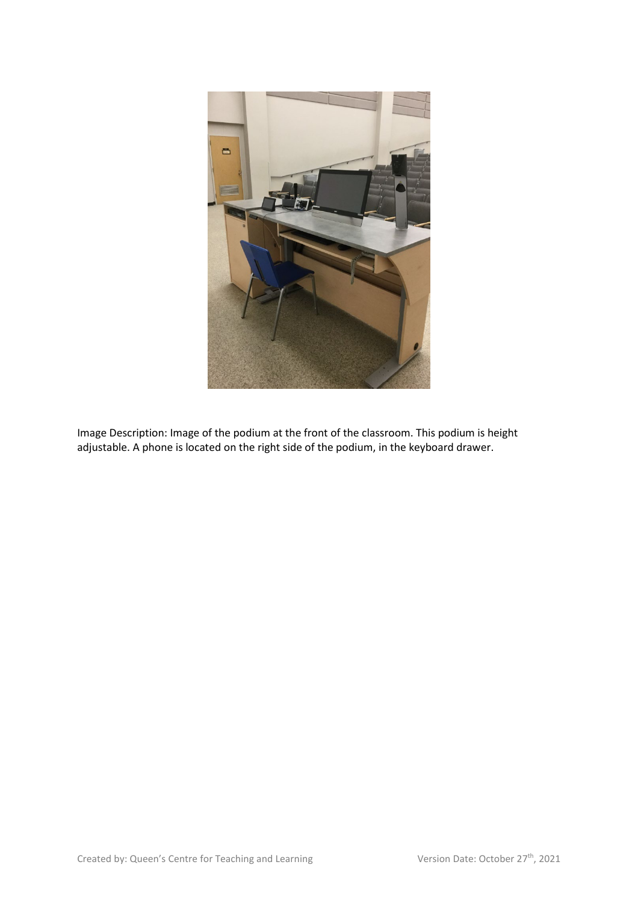Image Description: Image of the podium at the front of the classroom. This podium is height adjustable. A phone is located on the right side of the podium, in the keyboard drawer.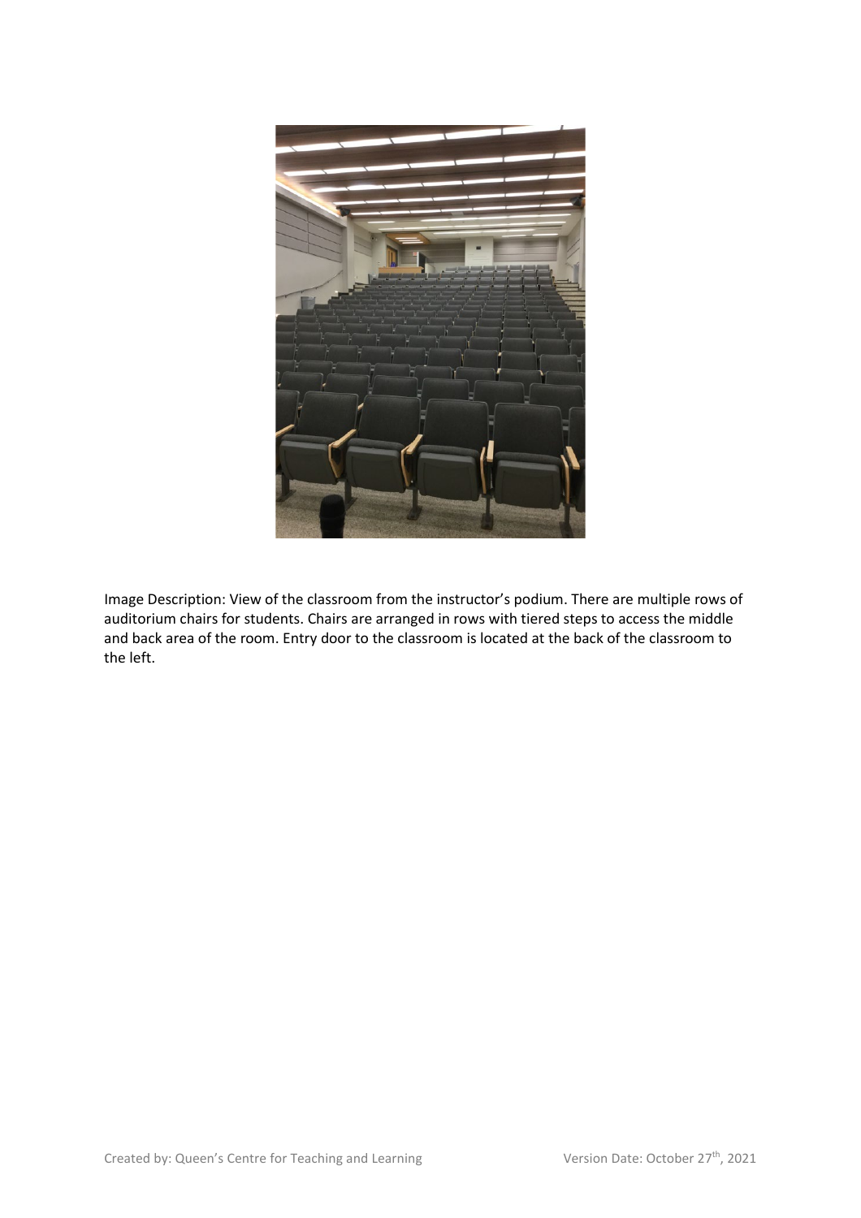Image Description: View of the classroom from the instructor's podium. There are multiple rows of auditorium chairs for students. Chairs are arranged in rows with tiered steps to access the middle and back area of the room. Entry door to the classroom is located at the back of the classroom to the left.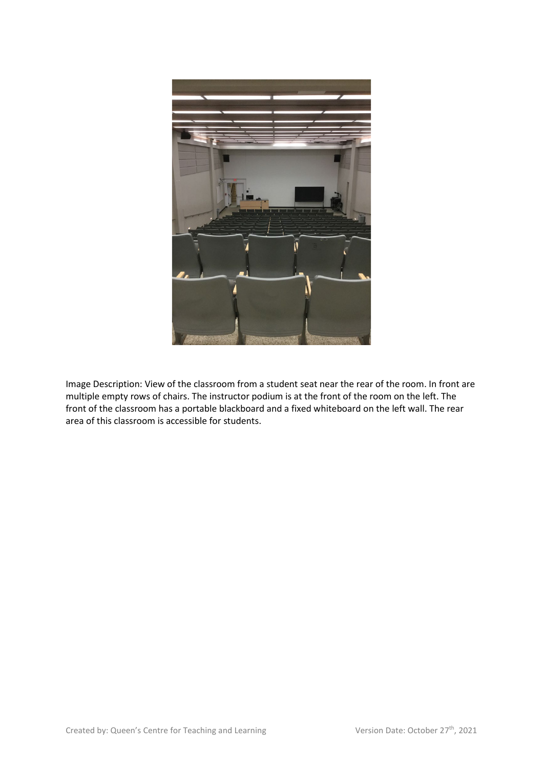Image Description: View of the classroom from a student seat near the rear of the room. In front are multiple empty rows of chairs. The instructor podium is at the front of the room on the left. The front of the classroom has a portable blackboard and a fixed whiteboard on the left wall. The rear area of this classroom is accessible for students.

Created by: Queen's Centre for Teaching and Learning

Version Date: October 27th, 2021